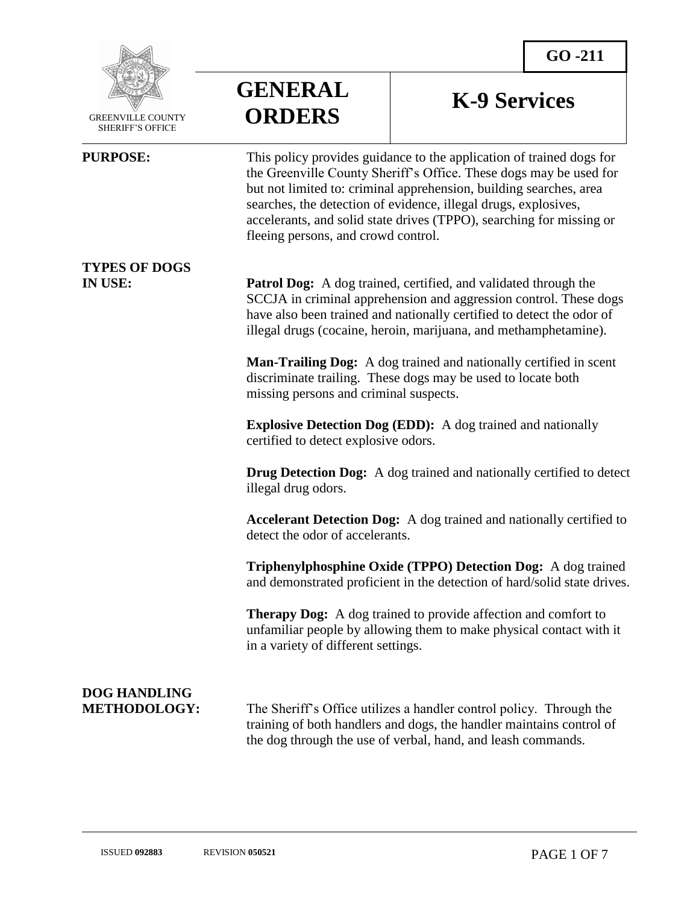GREENVILLE COUNTY SHERIFF'S OFFICE

# GENERAL ORDERS

# K-9 Services

**GO -211**

**PURPOSE:** This policy provides guidance to the application of trained dogs for the Greenville County Sheriff's Office. These dogs may be used for but not limited to: criminal apprehension, building searches, area searches, the detection of evidence, illegal drugs, explosives, accelerants, and solid state drives (TPPO), searching for missing or fleeing persons, and crowd control.

**TYPES OF DOGS IN USE:**

**Patrol Dog:** A dog trained, certified, and validated through the SCCJA in criminal apprehension and aggression control. These dogs have also been trained and nationally certified to detect the odor of illegal drugs (cocaine, heroin, marijuana, and methamphetamine).

**Man-Trailing Dog:** A dog trained and nationally certified in scent discriminate trailing. These dogs may be used to locate both missing persons and criminal suspects.

**Explosive Detection Dog (EDD):** A dog trained and nationally certified to detect explosive odors.

**Drug Detection Dog:** A dog trained and nationally certified to detect illegal drug odors.

**Accelerant Detection Dog:** A dog trained and nationally certified to detect the odor of accelerants.

**Triphenylphosphine Oxide (TPPO) Detection Dog:** A dog trained and demonstrated proficient in the detection of hard/solid state drives.

**Therapy Dog:** A dog trained to provide affection and comfort to unfamiliar people by allowing them to make physical contact with it in a variety of different settings.

**DOG HANDLING METHODOLOGY:** The Sheriff's Office utilizes a handler control policy. Through the training of both handlers and dogs, the handler maintains control of the dog through the use of verbal, hand, and leash commands.

ISSUED **092883** REVISION **050521**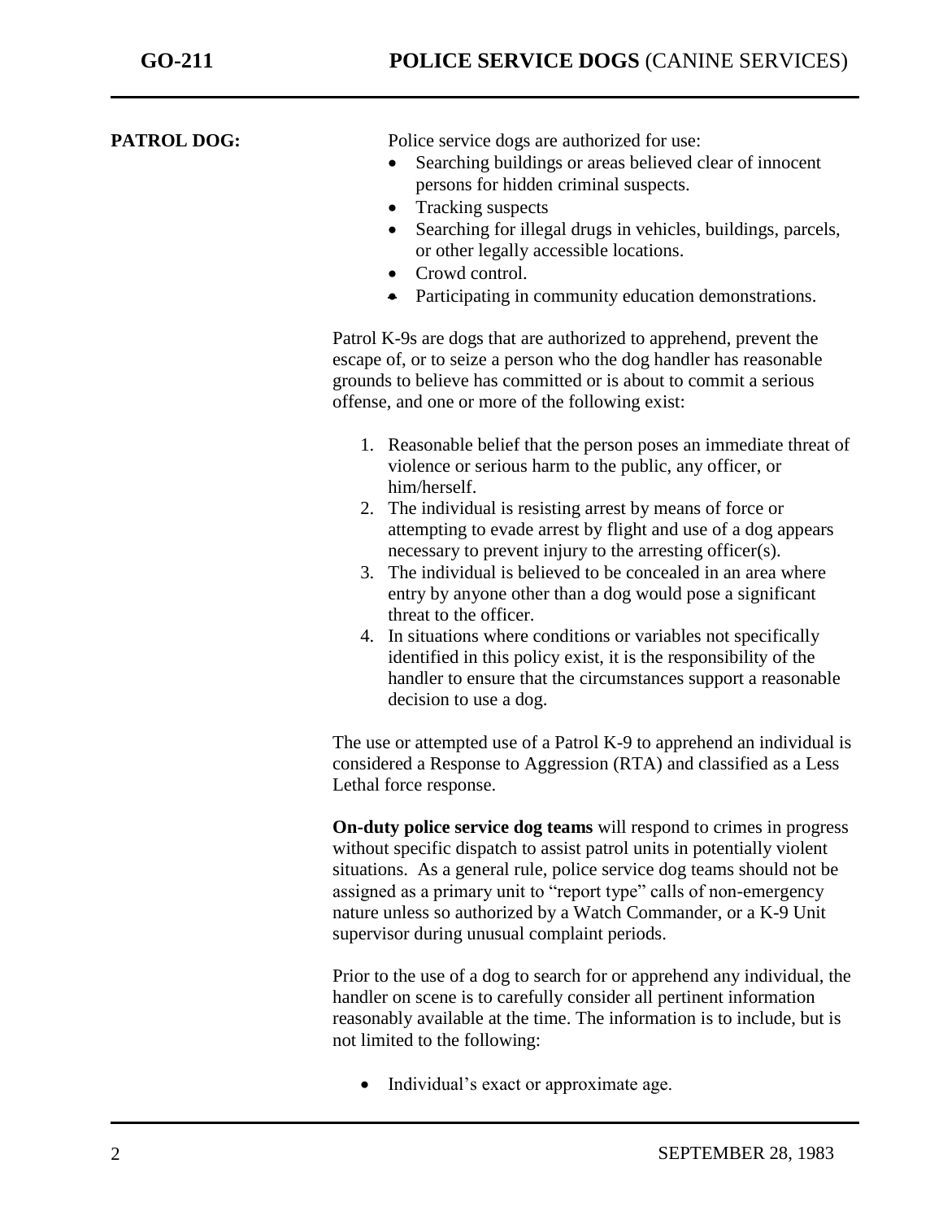**PATROL DOG:**

Police service dogs are authorized for use:

- Searching buildings or areas believed clear of innocent persons for hidden criminal suspects.
- Tracking suspects
- Searching for illegal drugs in vehicles, buildings, parcels, or other legally accessible locations.
- Crowd control.
- Participating in community education demonstrations.

Patrol K-9s are dogs that are authorized to apprehend, prevent the escape of, or to seize a person who the dog handler has reasonable grounds to believe has committed or is about to commit a serious offense, and one or more of the following exist:

1. Reasonable belief that the person poses an immediate threat of violence or serious harm to the public, any officer, or him/herself.
2. The individual is resisting arrest by means of force or attempting to evade arrest by flight and use of a dog appears necessary to prevent injury to the arresting officer(s).
3. The individual is believed to be concealed in an area where entry by anyone other than a dog would pose a significant threat to the officer.
4. In situations where conditions or variables not specifically identified in this policy exist, it is the responsibility of the handler to ensure that the circumstances support a reasonable decision to use a dog.

The use or attempted use of a Patrol K-9 to apprehend an individual is considered a Response to Aggression (RTA) and classified as a Less Lethal force response.

**On-duty police service dog teams** will respond to crimes in progress without specific dispatch to assist patrol units in potentially violent situations. As a general rule, police service dog teams should not be assigned as a primary unit to "report type" calls of non-emergency nature unless so authorized by a Watch Commander, or a K-9 Unit supervisor during unusual complaint periods.

Prior to the use of a dog to search for or apprehend any individual, the handler on scene is to carefully consider all pertinent information reasonably available at the time. The information is to include, but is not limited to the following:

- Individual's exact or approximate age.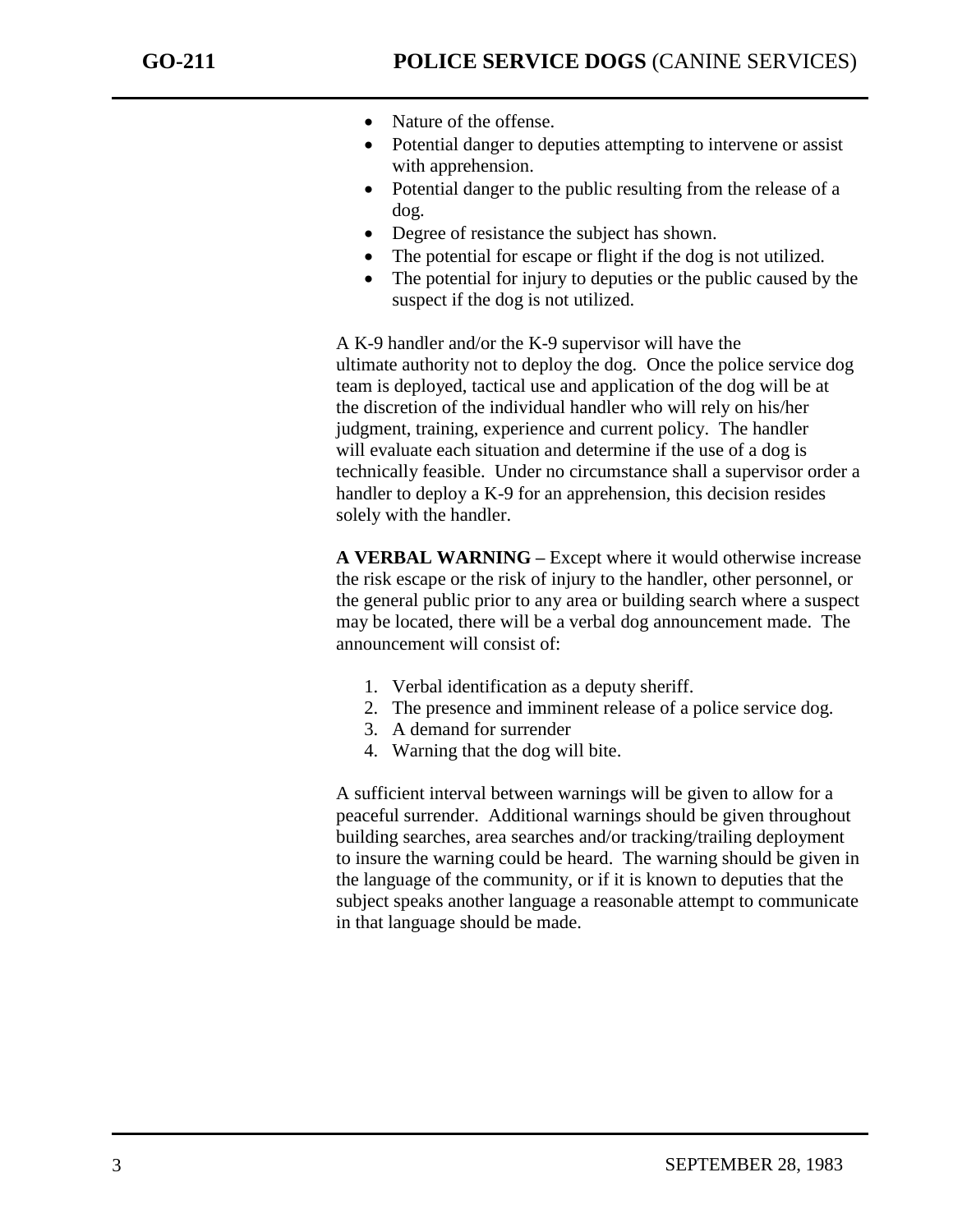- Nature of the offense.
- Potential danger to deputies attempting to intervene or assist with apprehension.
- Potential danger to the public resulting from the release of a dog.
- Degree of resistance the subject has shown.
- The potential for escape or flight if the dog is not utilized.
- The potential for injury to deputies or the public caused by the suspect if the dog is not utilized.

A K-9 handler and/or the K-9 supervisor will have the ultimate authority not to deploy the dog. Once the police service dog team is deployed, tactical use and application of the dog will be at the discretion of the individual handler who will rely on his/her judgment, training, experience and current policy. The handler will evaluate each situation and determine if the use of a dog is technically feasible. Under no circumstance shall a supervisor order a handler to deploy a K-9 for an apprehension, this decision resides solely with the handler.

**A VERBAL WARNING –** Except where it would otherwise increase the risk escape or the risk of injury to the handler, other personnel, or the general public prior to any area or building search where a suspect may be located, there will be a verbal dog announcement made. The announcement will consist of:

1. Verbal identification as a deputy sheriff.
2. The presence and imminent release of a police service dog.
3. A demand for surrender
4. Warning that the dog will bite.

A sufficient interval between warnings will be given to allow for a peaceful surrender. Additional warnings should be given throughout building searches, area searches and/or tracking/trailing deployment to insure the warning could be heard. The warning should be given in the language of the community, or if it is known to deputies that the subject speaks another language a reasonable attempt to communicate in that language should be made.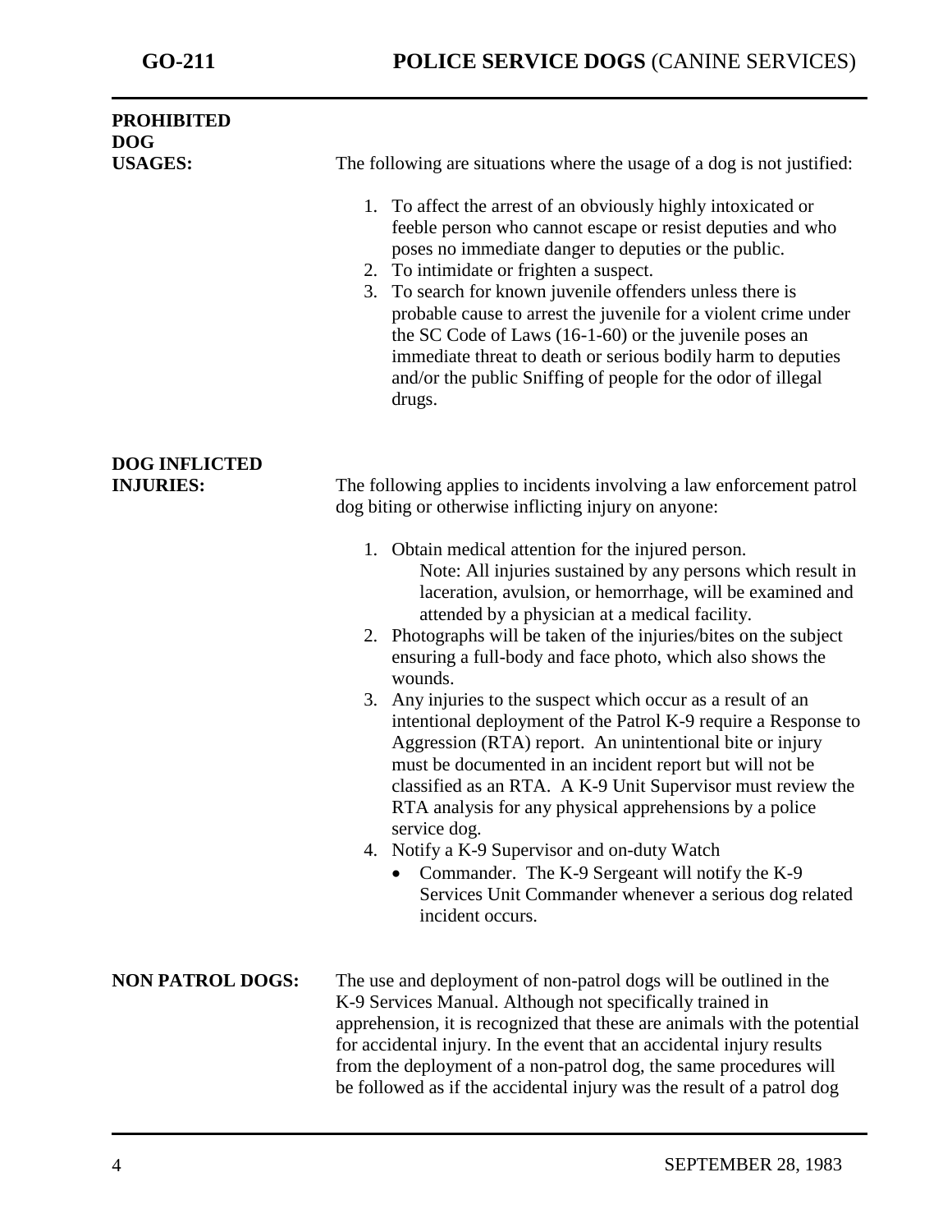**PROHIBITED DOG USAGES:**

The following are situations where the usage of a dog is not justified:

1. To affect the arrest of an obviously highly intoxicated or feeble person who cannot escape or resist deputies and who poses no immediate danger to deputies or the public.
2. To intimidate or frighten a suspect.
3. To search for known juvenile offenders unless there is probable cause to arrest the juvenile for a violent crime under the SC Code of Laws (16-1-60) or the juvenile poses an immediate threat to death or serious bodily harm to deputies and/or the public Sniffing of people for the odor of illegal drugs.

**DOG INFLICTED INJURIES:**

The following applies to incidents involving a law enforcement patrol dog biting or otherwise inflicting injury on anyone:

1. Obtain medical attention for the injured person.
   Note: All injuries sustained by any persons which result in laceration, avulsion, or hemorrhage, will be examined and attended by a physician at a medical facility.
2. Photographs will be taken of the injuries/bites on the subject ensuring a full-body and face photo, which also shows the wounds.
3. Any injuries to the suspect which occur as a result of an intentional deployment of the Patrol K-9 require a Response to Aggression (RTA) report. An unintentional bite or injury must be documented in an incident report but will not be classified as an RTA. A K-9 Unit Supervisor must review the RTA analysis for any physical apprehensions by a police service dog.
4. Notify a K-9 Supervisor and on-duty Watch
   - Commander. The K-9 Sergeant will notify the K-9 Services Unit Commander whenever a serious dog related incident occurs.

**NON PATROL DOGS:**

The use and deployment of non-patrol dogs will be outlined in the K-9 Services Manual. Although not specifically trained in apprehension, it is recognized that these are animals with the potential for accidental injury. In the event that an accidental injury results from the deployment of a non-patrol dog, the same procedures will be followed as if the accidental injury was the result of a patrol dog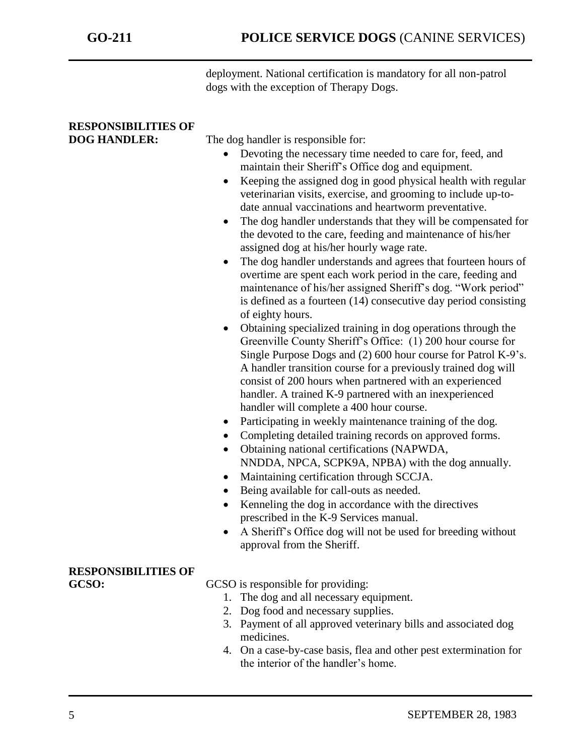deployment. National certification is mandatory for all non-patrol dogs with the exception of Therapy Dogs.

**RESPONSIBILITIES OF DOG HANDLER:**

The dog handler is responsible for:

- Devoting the necessary time needed to care for, feed, and maintain their Sheriff's Office dog and equipment.
- Keeping the assigned dog in good physical health with regular veterinarian visits, exercise, and grooming to include up-to-date annual vaccinations and heartworm preventative.
- The dog handler understands that they will be compensated for the devoted to the care, feeding and maintenance of his/her assigned dog at his/her hourly wage rate.
- The dog handler understands and agrees that fourteen hours of overtime are spent each work period in the care, feeding and maintenance of his/her assigned Sheriff's dog. "Work period" is defined as a fourteen (14) consecutive day period consisting of eighty hours.
- Obtaining specialized training in dog operations through the Greenville County Sheriff's Office: (1) 200 hour course for Single Purpose Dogs and (2) 600 hour course for Patrol K-9's. A handler transition course for a previously trained dog will consist of 200 hours when partnered with an experienced handler. A trained K-9 partnered with an inexperienced handler will complete a 400 hour course.
- Participating in weekly maintenance training of the dog.
- Completing detailed training records on approved forms.
- Obtaining national certifications (NAPWDA, NNDDA, NPCA, SCPK9A, NPBA) with the dog annually.
- Maintaining certification through SCCJA.
- Being available for call-outs as needed.
- Kenneling the dog in accordance with the directives prescribed in the K-9 Services manual.
- A Sheriff's Office dog will not be used for breeding without approval from the Sheriff.

**RESPONSIBILITIES OF GCSO:**

GCSO is responsible for providing:

1. The dog and all necessary equipment.
2. Dog food and necessary supplies.
3. Payment of all approved veterinary bills and associated dog medicines.
4. On a case-by-case basis, flea and other pest extermination for the interior of the handler's home.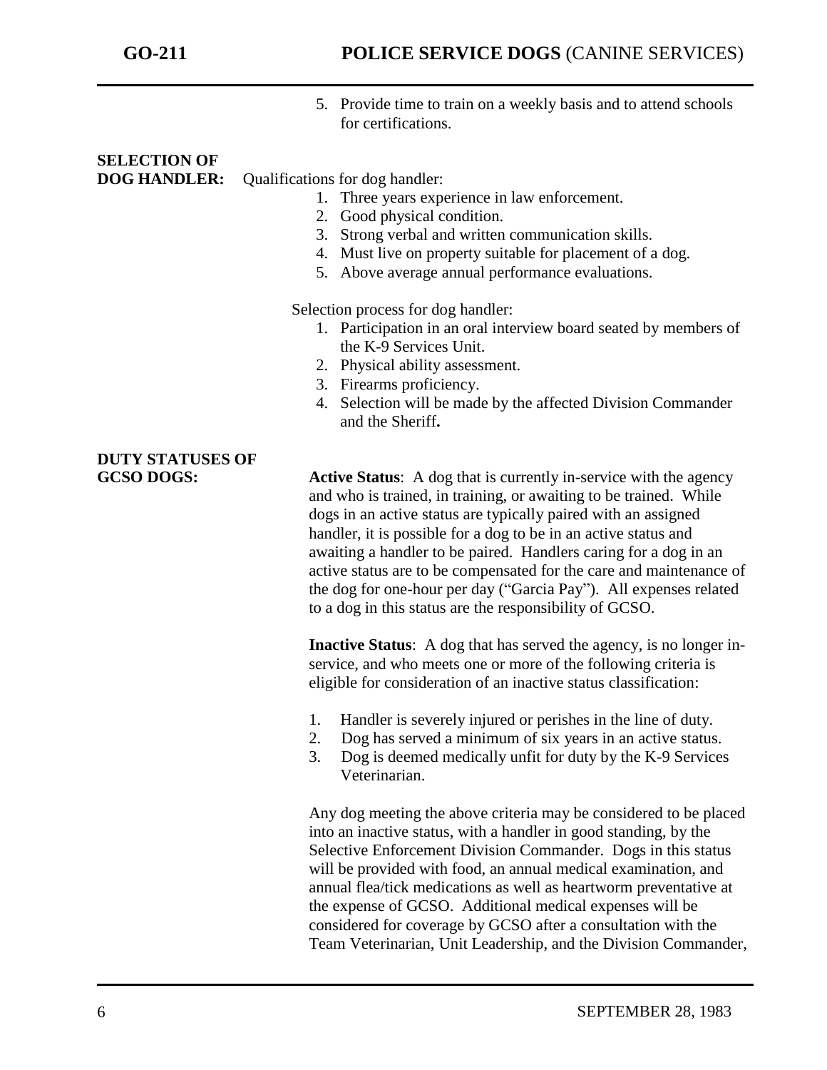5. Provide time to train on a weekly basis and to attend schools for certifications.

**SELECTION OF DOG HANDLER:**

Qualifications for dog handler:

1. Three years experience in law enforcement.
2. Good physical condition.
3. Strong verbal and written communication skills.
4. Must live on property suitable for placement of a dog.
5. Above average annual performance evaluations.

Selection process for dog handler:

1. Participation in an oral interview board seated by members of the K-9 Services Unit.
2. Physical ability assessment.
3. Firearms proficiency.
4. Selection will be made by the affected Division Commander and the Sheriff**.**

**DUTY STATUSES OF GCSO DOGS:**

**Active Status**: A dog that is currently in-service with the agency and who is trained, in training, or awaiting to be trained. While dogs in an active status are typically paired with an assigned handler, it is possible for a dog to be in an active status and awaiting a handler to be paired. Handlers caring for a dog in an active status are to be compensated for the care and maintenance of the dog for one-hour per day ("Garcia Pay"). All expenses related to a dog in this status are the responsibility of GCSO.

**Inactive Status**: A dog that has served the agency, is no longer in-service, and who meets one or more of the following criteria is eligible for consideration of an inactive status classification:

1. Handler is severely injured or perishes in the line of duty.
2. Dog has served a minimum of six years in an active status.
3. Dog is deemed medically unfit for duty by the K-9 Services Veterinarian.

Any dog meeting the above criteria may be considered to be placed into an inactive status, with a handler in good standing, by the Selective Enforcement Division Commander. Dogs in this status will be provided with food, an annual medical examination, and annual flea/tick medications as well as heartworm preventative at the expense of GCSO. Additional medical expenses will be considered for coverage by GCSO after a consultation with the Team Veterinarian, Unit Leadership, and the Division Commander,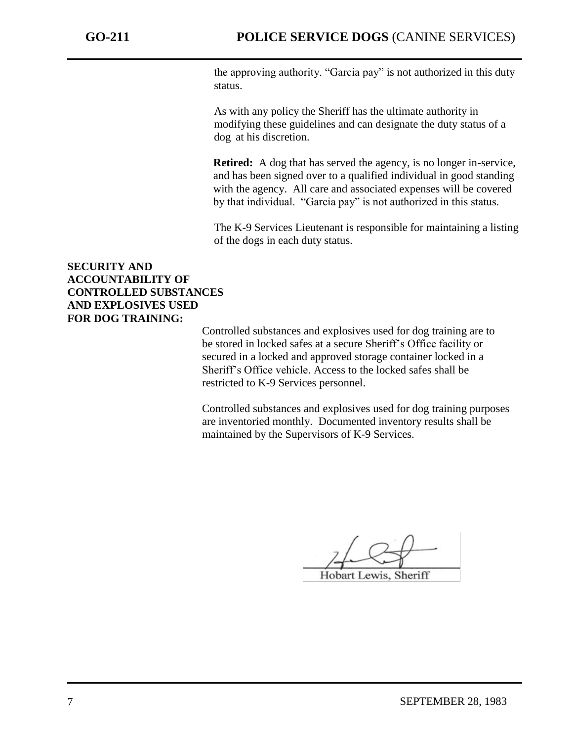the approving authority. “Garcia pay” is not authorized in this duty status.

As with any policy the Sheriff has the ultimate authority in modifying these guidelines and can designate the duty status of a dog at his discretion.

**Retired:** A dog that has served the agency, is no longer in-service, and has been signed over to a qualified individual in good standing with the agency. All care and associated expenses will be covered by that individual. “Garcia pay” is not authorized in this status.

The K-9 Services Lieutenant is responsible for maintaining a listing of the dogs in each duty status.

**SECURITY AND ACCOUNTABILITY OF CONTROLLED SUBSTANCES AND EXPLOSIVES USED FOR DOG TRAINING:**

Controlled substances and explosives used for dog training are to be stored in locked safes at a secure Sheriff’s Office facility or secured in a locked and approved storage container locked in a Sheriff’s Office vehicle. Access to the locked safes shall be restricted to K-9 Services personnel.

Controlled substances and explosives used for dog training purposes are inventoried monthly. Documented inventory results shall be maintained by the Supervisors of K-9 Services.

Hobart Lewis, Sheriff